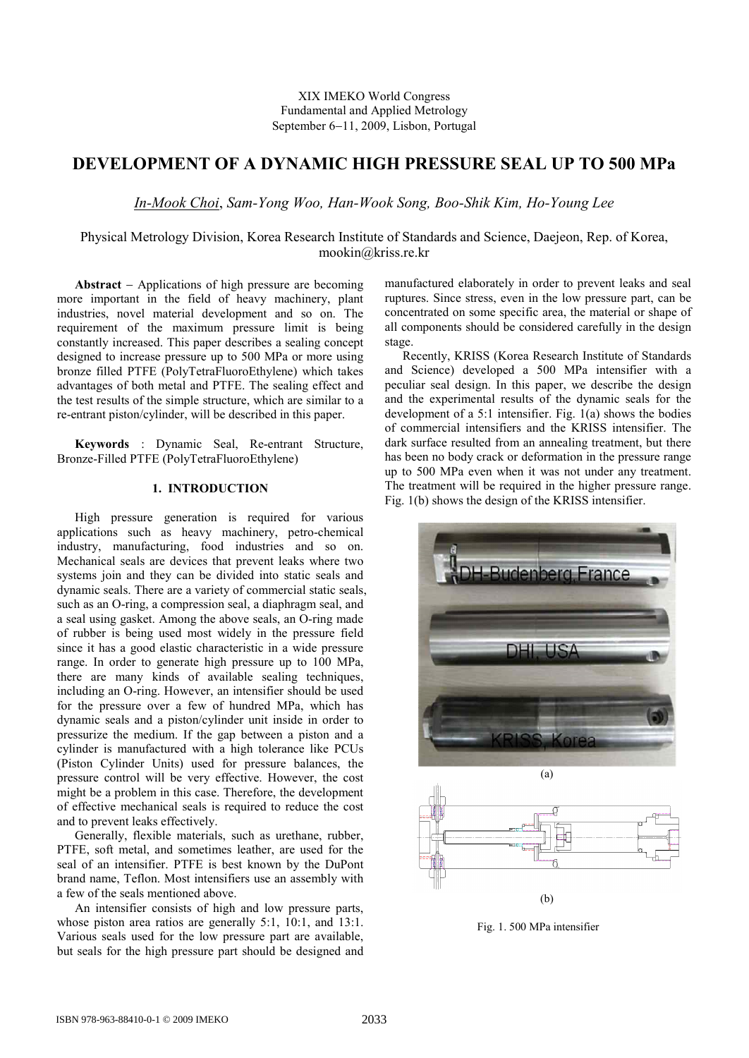XIX IMEKO World Congress
Fundamental and Applied Metrology
September 6−11, 2009, Lisbon, Portugal

# DEVELOPMENT OF A DYNAMIC HIGH PRESSURE SEAL UP TO 500 MPa

*In-Mook Choi, Sam-Yong Woo, Han-Wook Song, Boo-Shik Kim, Ho-Young Lee*

Physical Metrology Division, Korea Research Institute of Standards and Science, Daejeon, Rep. of Korea, mookin@kriss.re.kr

**Abstract** − Applications of high pressure are becoming more important in the field of heavy machinery, plant industries, novel material development and so on. The requirement of the maximum pressure limit is being constantly increased. This paper describes a sealing concept designed to increase pressure up to 500 MPa or more using bronze filled PTFE (PolyTetraFluoroEthylene) which takes advantages of both metal and PTFE. The sealing effect and the test results of the simple structure, which are similar to a re-entrant piston/cylinder, will be described in this paper.

**Keywords** : Dynamic Seal, Re-entrant Structure, Bronze-Filled PTFE (PolyTetraFluoroEthylene)

## 1. INTRODUCTION

High pressure generation is required for various applications such as heavy machinery, petro-chemical industry, manufacturing, food industries and so on. Mechanical seals are devices that prevent leaks where two systems join and they can be divided into static seals and dynamic seals. There are a variety of commercial static seals, such as an O-ring, a compression seal, a diaphragm seal, and a seal using gasket. Among the above seals, an O-ring made of rubber is being used most widely in the pressure field since it has a good elastic characteristic in a wide pressure range. In order to generate high pressure up to 100 MPa, there are many kinds of available sealing techniques, including an O-ring. However, an intensifier should be used for the pressure over a few of hundred MPa, which has dynamic seals and a piston/cylinder unit inside in order to pressurize the medium. If the gap between a piston and a cylinder is manufactured with a high tolerance like PCUs (Piston Cylinder Units) used for pressure balances, the pressure control will be very effective. However, the cost might be a problem in this case. Therefore, the development of effective mechanical seals is required to reduce the cost and to prevent leaks effectively.

Generally, flexible materials, such as urethane, rubber, PTFE, soft metal, and sometimes leather, are used for the seal of an intensifier. PTFE is best known by the DuPont brand name, Teflon. Most intensifiers use an assembly with a few of the seals mentioned above.

An intensifier consists of high and low pressure parts, whose piston area ratios are generally 5:1, 10:1, and 13:1. Various seals used for the low pressure part are available, but seals for the high pressure part should be designed and manufactured elaborately in order to prevent leaks and seal ruptures. Since stress, even in the low pressure part, can be concentrated on some specific area, the material or shape of all components should be considered carefully in the design stage.

Recently, KRISS (Korea Research Institute of Standards and Science) developed a 500 MPa intensifier with a peculiar seal design. In this paper, we describe the design and the experimental results of the dynamic seals for the development of a 5:1 intensifier. Fig. 1(a) shows the bodies of commercial intensifiers and the KRISS intensifier. The dark surface resulted from an annealing treatment, but there has been no body crack or deformation in the pressure range up to 500 MPa even when it was not under any treatment. The treatment will be required in the higher pressure range. Fig. 1(b) shows the design of the KRISS intensifier.

(a)

(b)

Fig. 1. 500 MPa intensifier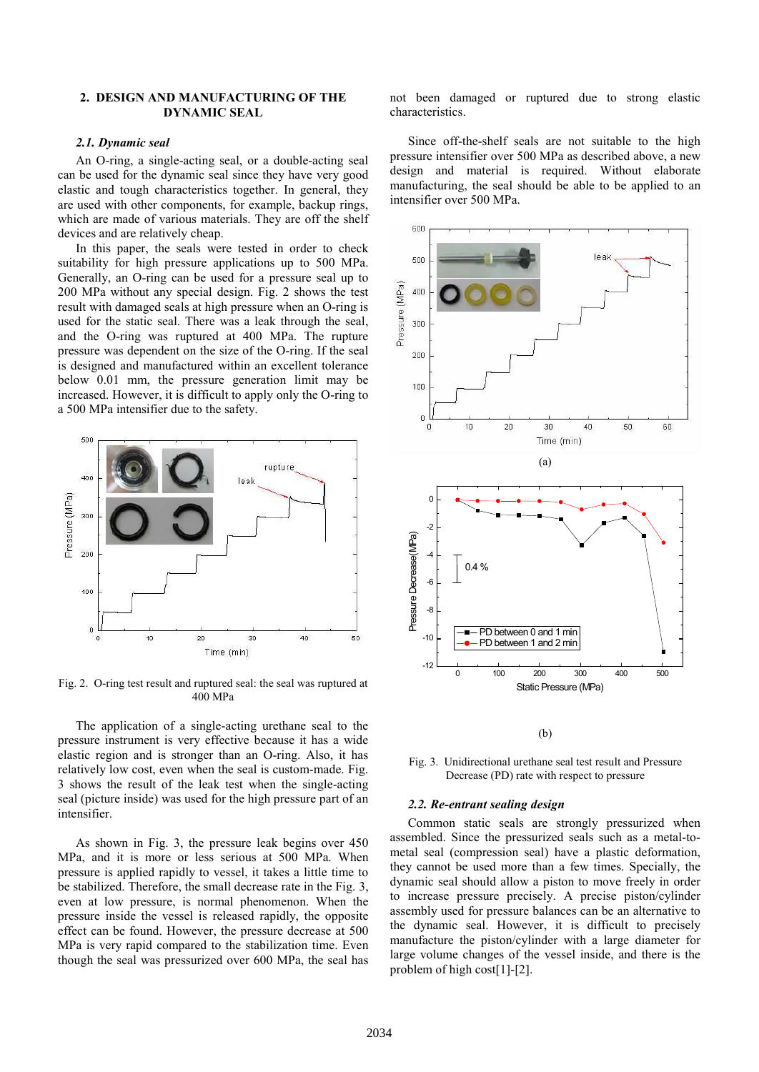## 2. DESIGN AND MANUFACTURING OF THE DYNAMIC SEAL

### *2.1. Dynamic seal*

An O-ring, a single-acting seal, or a double-acting seal can be used for the dynamic seal since they have very good elastic and tough characteristics together. In general, they are used with other components, for example, backup rings, which are made of various materials. They are off the shelf devices and are relatively cheap.

In this paper, the seals were tested in order to check suitability for high pressure applications up to 500 MPa. Generally, an O-ring can be used for a pressure seal up to 200 MPa without any special design. Fig. 2 shows the test result with damaged seals at high pressure when an O-ring is used for the static seal. There was a leak through the seal, and the O-ring was ruptured at 400 MPa. The rupture pressure was dependent on the size of the O-ring. If the seal is designed and manufactured within an excellent tolerance below 0.01 mm, the pressure generation limit may be increased. However, it is difficult to apply only the O-ring to a 500 MPa intensifier due to the safety.

Fig. 2. O-ring test result and ruptured seal: the seal was ruptured at 400 MPa

The application of a single-acting urethane seal to the pressure instrument is very effective because it has a wide elastic region and is stronger than an O-ring. Also, it has relatively low cost, even when the seal is custom-made. Fig. 3 shows the result of the leak test when the single-acting seal (picture inside) was used for the high pressure part of an intensifier.

As shown in Fig. 3, the pressure leak begins over 450 MPa, and it is more or less serious at 500 MPa. When pressure is applied rapidly to vessel, it takes a little time to be stabilized. Therefore, the small decrease rate in the Fig. 3, even at low pressure, is normal phenomenon. When the pressure inside the vessel is released rapidly, the opposite effect can be found. However, the pressure decrease at 500 MPa is very rapid compared to the stabilization time. Even though the seal was pressurized over 600 MPa, the seal has not been damaged or ruptured due to strong elastic characteristics.

Since off-the-shelf seals are not suitable to the high pressure intensifier over 500 MPa as described above, a new design and material is required. Without elaborate manufacturing, the seal should be able to be applied to an intensifier over 500 MPa.

(a)

(b)

Fig. 3. Unidirectional urethane seal test result and Pressure Decrease (PD) rate with respect to pressure

### *2.2. Re-entrant sealing design*

Common static seals are strongly pressurized when assembled. Since the pressurized seals such as a metal-to-metal seal (compression seal) have a plastic deformation, they cannot be used more than a few times. Specially, the dynamic seal should allow a piston to move freely in order to increase pressure precisely. A precise piston/cylinder assembly used for pressure balances can be an alternative to the dynamic seal. However, it is difficult to precisely manufacture the piston/cylinder with a large diameter for large volume changes of the vessel inside, and there is the problem of high cost[1]-[2].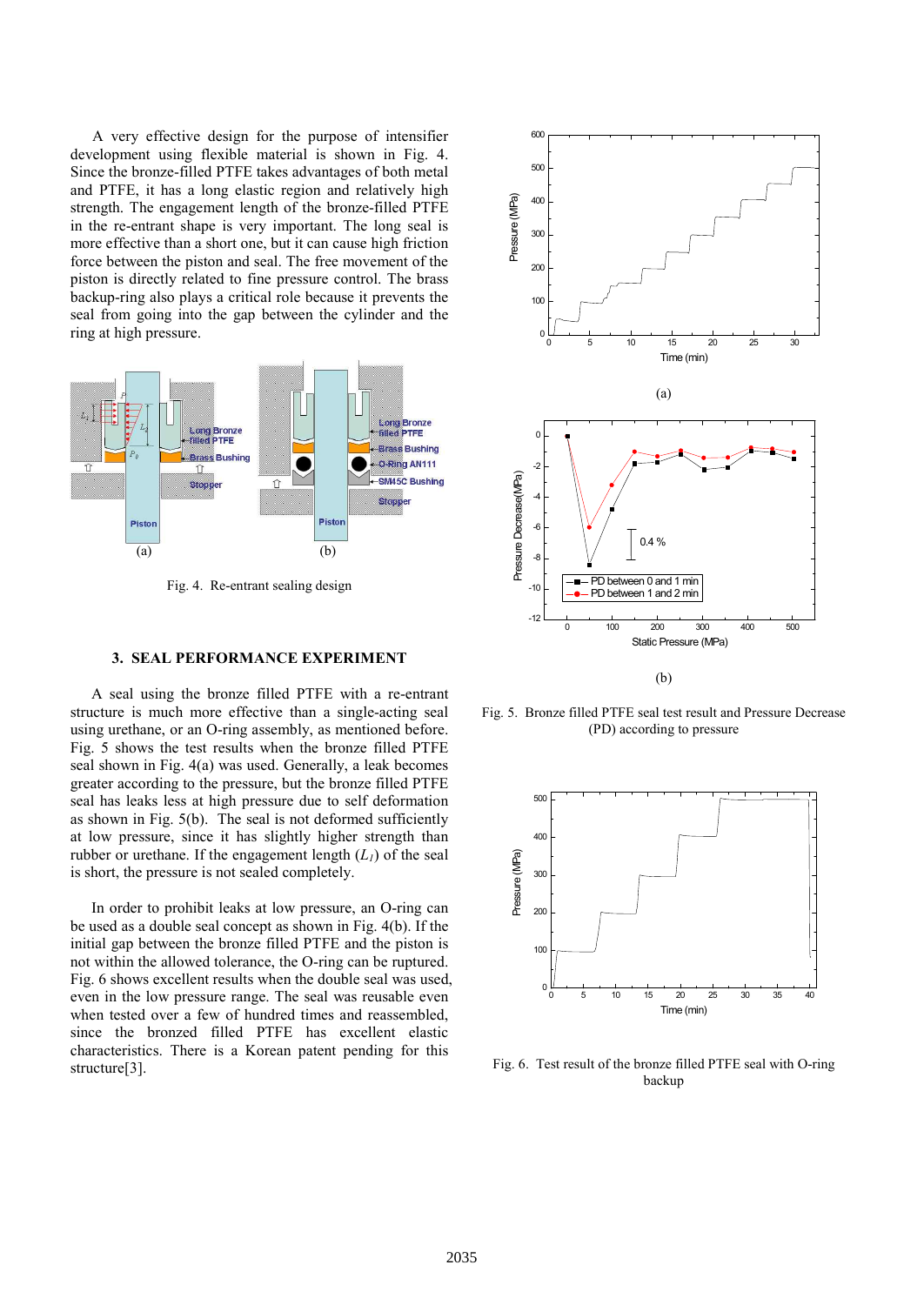A very effective design for the purpose of intensifier development using flexible material is shown in Fig. 4. Since the bronze-filled PTFE takes advantages of both metal and PTFE, it has a long elastic region and relatively high strength. The engagement length of the bronze-filled PTFE in the re-entrant shape is very important. The long seal is more effective than a short one, but it can cause high friction force between the piston and seal. The free movement of the piston is directly related to fine pressure control. The brass backup-ring also plays a critical role because it prevents the seal from going into the gap between the cylinder and the ring at high pressure.

Fig. 4. Re-entrant sealing design

## 3. SEAL PERFORMANCE EXPERIMENT

A seal using the bronze filled PTFE with a re-entrant structure is much more effective than a single-acting seal using urethane, or an O-ring assembly, as mentioned before. Fig. 5 shows the test results when the bronze filled PTFE seal shown in Fig. 4(a) was used. Generally, a leak becomes greater according to the pressure, but the bronze filled PTFE seal has leaks less at high pressure due to self deformation as shown in Fig. 5(b). The seal is not deformed sufficiently at low pressure, since it has slightly higher strength than rubber or urethane. If the engagement length ($L_1$) of the seal is short, the pressure is not sealed completely.

In order to prohibit leaks at low pressure, an O-ring can be used as a double seal concept as shown in Fig. 4(b). If the initial gap between the bronze filled PTFE and the piston is not within the allowed tolerance, the O-ring can be ruptured. Fig. 6 shows excellent results when the double seal was used, even in the low pressure range. The seal was reusable even when tested over a few of hundred times and reassembled, since the bronzed filled PTFE has excellent elastic characteristics. There is a Korean patent pending for this structure[3].

Fig. 5. Bronze filled PTFE seal test result and Pressure Decrease (PD) according to pressure

Fig. 6. Test result of the bronze filled PTFE seal with O-ring backup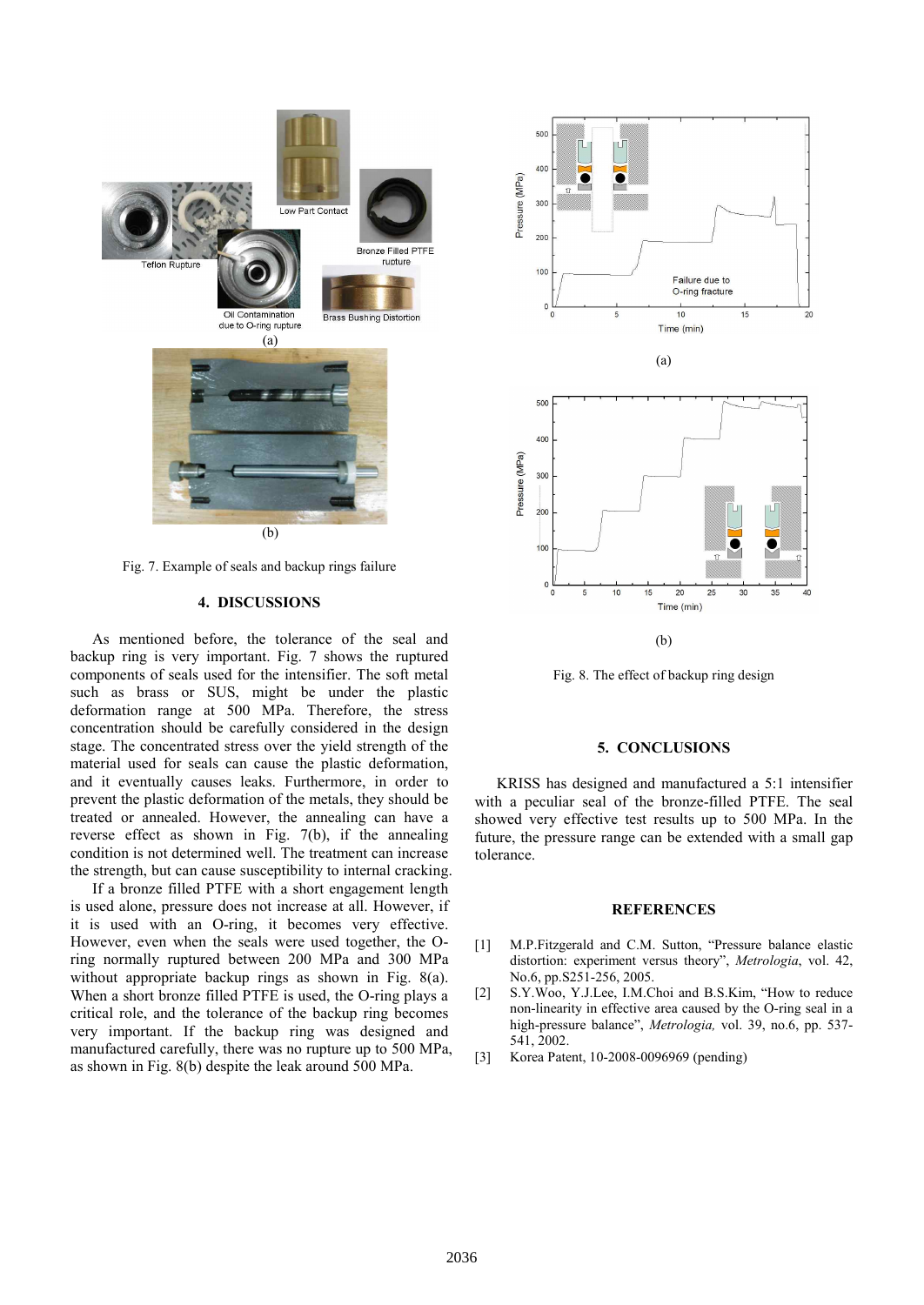Teflon Rupture

Low Part Contact

Bronze Filled PTFE rupture

Oil Contamination due to O-ring rupture

Brass Bushing Distortion

(a)

(b)

Fig. 7. Example of seals and backup rings failure

## 4. DISCUSSIONS

As mentioned before, the tolerance of the seal and backup ring is very important. Fig. 7 shows the ruptured components of seals used for the intensifier. The soft metal such as brass or SUS, might be under the plastic deformation range at 500 MPa. Therefore, the stress concentration should be carefully considered in the design stage. The concentrated stress over the yield strength of the material used for seals can cause the plastic deformation, and it eventually causes leaks. Furthermore, in order to prevent the plastic deformation of the metals, they should be treated or annealed. However, the annealing can have a reverse effect as shown in Fig. 7(b), if the annealing condition is not determined well. The treatment can increase the strength, but can cause susceptibility to internal cracking.

If a bronze filled PTFE with a short engagement length is used alone, pressure does not increase at all. However, if it is used with an O-ring, it becomes very effective. However, even when the seals were used together, the O-ring normally ruptured between 200 MPa and 300 MPa without appropriate backup rings as shown in Fig. 8(a). When a short bronze filled PTFE is used, the O-ring plays a critical role, and the tolerance of the backup ring becomes very important. If the backup ring was designed and manufactured carefully, there was no rupture up to 500 MPa, as shown in Fig. 8(b) despite the leak around 500 MPa.

Pressure (MPa)

500
400
300
200
100
0

0 5 10 15 20

Time (min)

Failure due to O-ring fracture

(a)

Pressure (MPa)

500
400
300
200
100
0

0 5 10 15 20 25 30 35 40

Time (min)

(b)

Fig. 8. The effect of backup ring design

## 5. CONCLUSIONS

KRISS has designed and manufactured a 5:1 intensifier with a peculiar seal of the bronze-filled PTFE. The seal showed very effective test results up to 500 MPa. In the future, the pressure range can be extended with a small gap tolerance.

## REFERENCES

[1] M.P.Fitzgerald and C.M. Sutton, "Pressure balance elastic distortion: experiment versus theory", *Metrologia*, vol. 42, No.6, pp.S251-256, 2005.

[2] S.Y.Woo, Y.J.Lee, I.M.Choi and B.S.Kim, "How to reduce non-linearity in effective area caused by the O-ring seal in a high-pressure balance", *Metrologia,* vol. 39, no.6, pp. 537-541, 2002.

[3] Korea Patent, 10-2008-0096969 (pending)